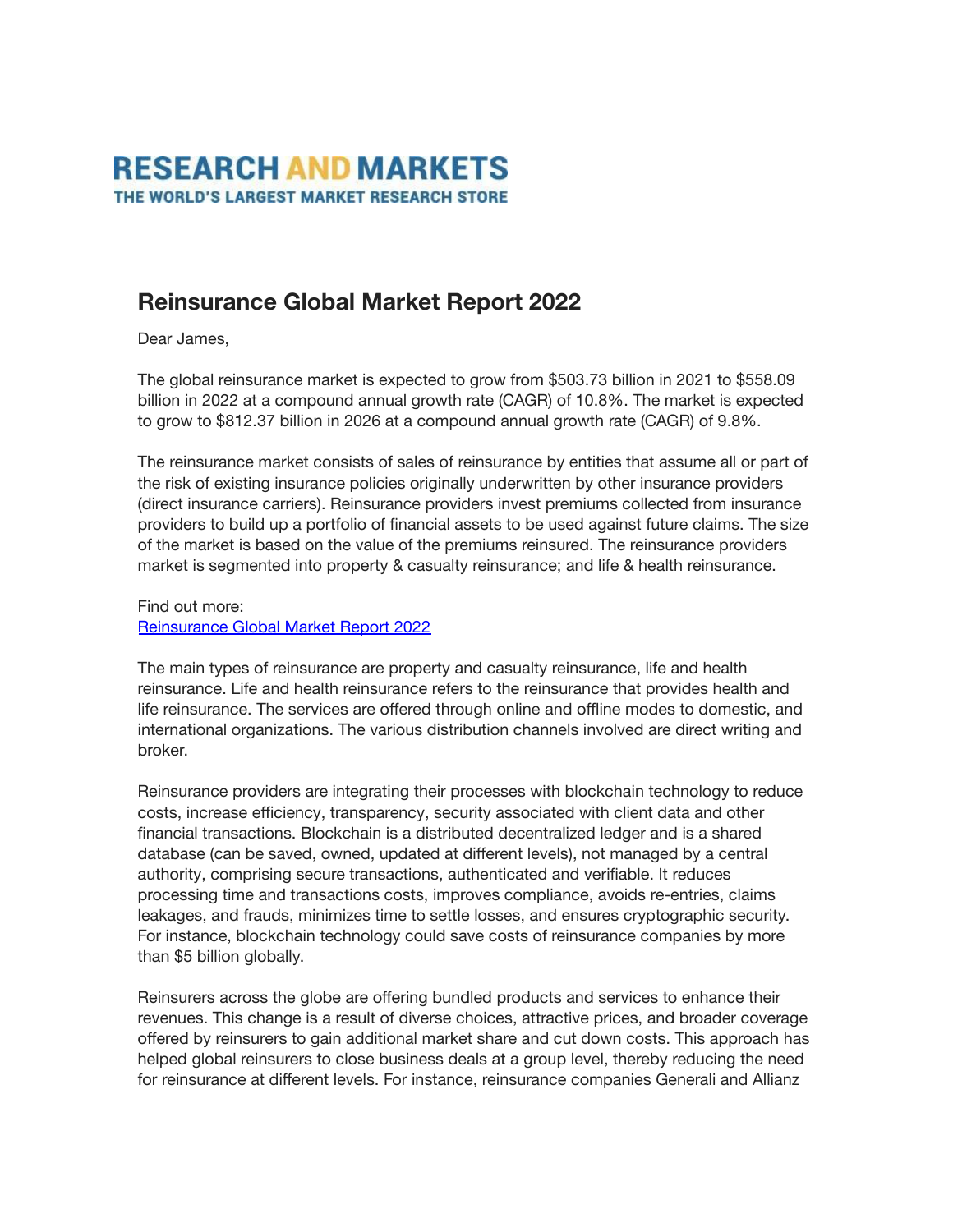# RESEARCH AND MARKETS

THE WORLD'S LARGEST MARKET RESEARCH STORE

## Reinsurance Global Market Report 2022

Dear James,

The global reinsurance market is expected to grow from $503.73 billion in 2021 to $558.09 billion in 2022 at a compound annual growth rate (CAGR) of 10.8%. The market is expected to grow to $812.37 billion in 2026 at a compound annual growth rate (CAGR) of 9.8%.

The reinsurance market consists of sales of reinsurance by entities that assume all or part of the risk of existing insurance policies originally underwritten by other insurance providers (direct insurance carriers). Reinsurance providers invest premiums collected from insurance providers to build up a portfolio of financial assets to be used against future claims. The size of the market is based on the value of the premiums reinsured. The reinsurance providers market is segmented into property & casualty reinsurance; and life & health reinsurance.

Find out more:
Reinsurance Global Market Report 2022

The main types of reinsurance are property and casualty reinsurance, life and health reinsurance. Life and health reinsurance refers to the reinsurance that provides health and life reinsurance. The services are offered through online and offline modes to domestic, and international organizations. The various distribution channels involved are direct writing and broker.

Reinsurance providers are integrating their processes with blockchain technology to reduce costs, increase efficiency, transparency, security associated with client data and other financial transactions. Blockchain is a distributed decentralized ledger and is a shared database (can be saved, owned, updated at different levels), not managed by a central authority, comprising secure transactions, authenticated and verifiable. It reduces processing time and transactions costs, improves compliance, avoids re-entries, claims leakages, and frauds, minimizes time to settle losses, and ensures cryptographic security. For instance, blockchain technology could save costs of reinsurance companies by more than $5 billion globally.

Reinsurers across the globe are offering bundled products and services to enhance their revenues. This change is a result of diverse choices, attractive prices, and broader coverage offered by reinsurers to gain additional market share and cut down costs. This approach has helped global reinsurers to close business deals at a group level, thereby reducing the need for reinsurance at different levels. For instance, reinsurance companies Generali and Allianz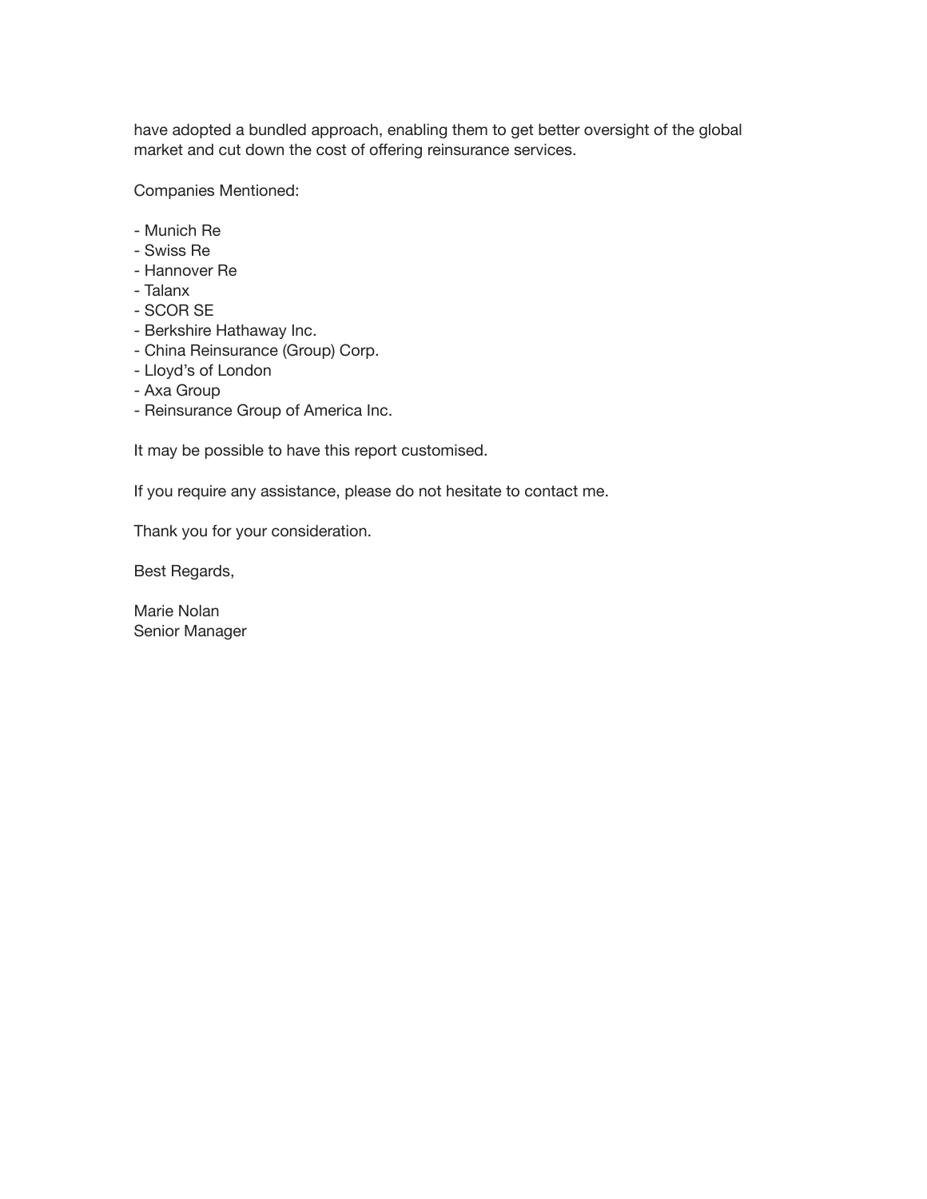have adopted a bundled approach, enabling them to get better oversight of the global market and cut down the cost of offering reinsurance services.

Companies Mentioned:

- Munich Re
- Swiss Re
- Hannover Re
- Talanx
- SCOR SE
- Berkshire Hathaway Inc.
- China Reinsurance (Group) Corp.
- Lloyd's of London
- Axa Group
- Reinsurance Group of America Inc.

It may be possible to have this report customised.

If you require any assistance, please do not hesitate to contact me.

Thank you for your consideration.

Best Regards,

Marie Nolan
Senior Manager